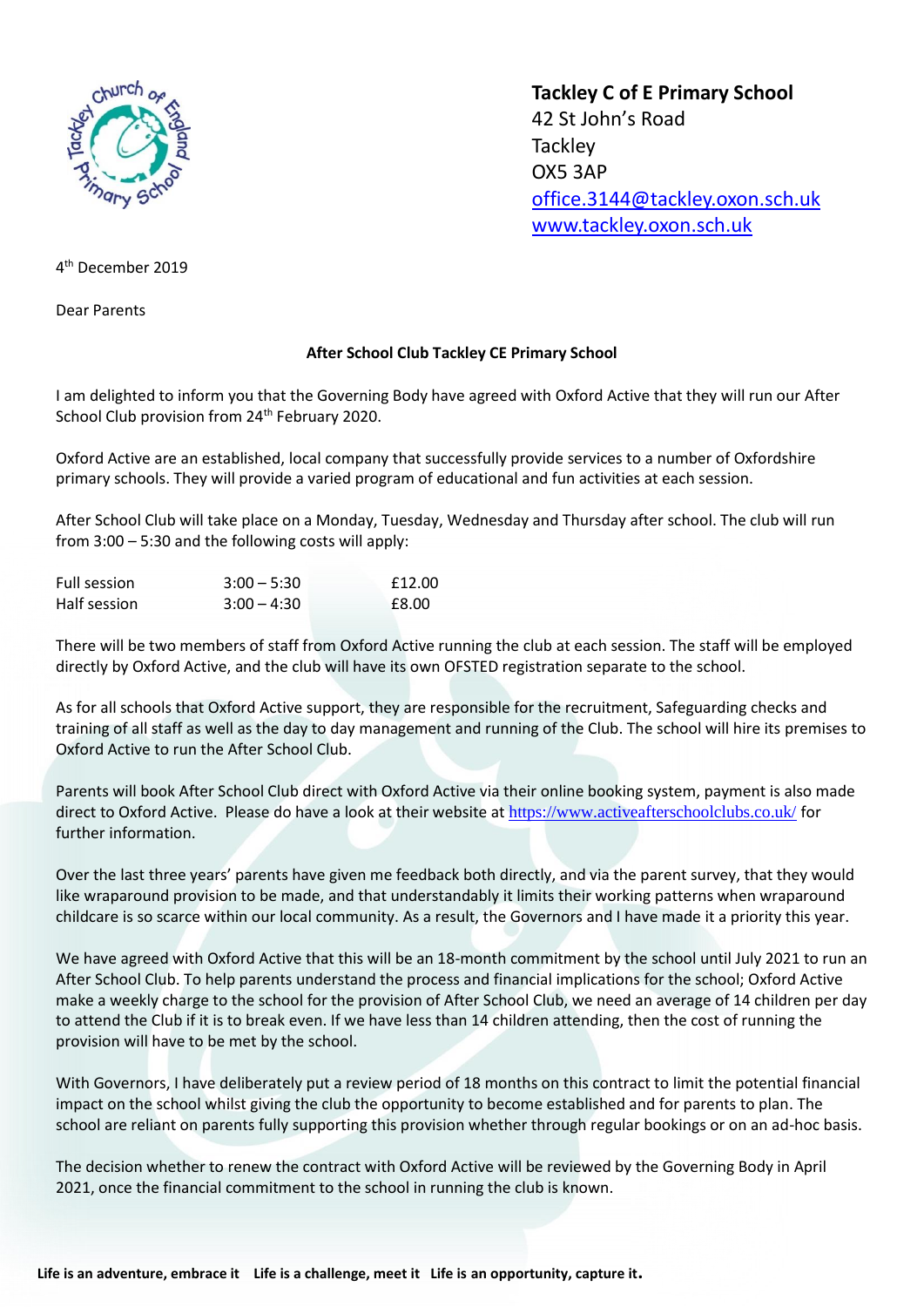**Tackley C of E Primary School**
42 St John's Road
Tackley
OX5 3AP
office.3144@tackley.oxon.sch.uk
www.tackley.oxon.sch.uk

4th December 2019

Dear Parents

**After School Club Tackley CE Primary School**

I am delighted to inform you that the Governing Body have agreed with Oxford Active that they will run our After School Club provision from 24th February 2020.

Oxford Active are an established, local company that successfully provide services to a number of Oxfordshire primary schools. They will provide a varied program of educational and fun activities at each session.

After School Club will take place on a Monday, Tuesday, Wednesday and Thursday after school. The club will run from 3:00 – 5:30 and the following costs will apply:

| | | |
|---|---|---|
| Full session | 3:00 – 5:30 | £12.00 |
| Half session | 3:00 – 4:30 | £8.00 |

There will be two members of staff from Oxford Active running the club at each session. The staff will be employed directly by Oxford Active, and the club will have its own OFSTED registration separate to the school.

As for all schools that Oxford Active support, they are responsible for the recruitment, Safeguarding checks and training of all staff as well as the day to day management and running of the Club. The school will hire its premises to Oxford Active to run the After School Club.

Parents will book After School Club direct with Oxford Active via their online booking system, payment is also made direct to Oxford Active. Please do have a look at their website at https://www.activeafterschoolclubs.co.uk/ for further information.

Over the last three years' parents have given me feedback both directly, and via the parent survey, that they would like wraparound provision to be made, and that understandably it limits their working patterns when wraparound childcare is so scarce within our local community. As a result, the Governors and I have made it a priority this year.

We have agreed with Oxford Active that this will be an 18-month commitment by the school until July 2021 to run an After School Club. To help parents understand the process and financial implications for the school; Oxford Active make a weekly charge to the school for the provision of After School Club, we need an average of 14 children per day to attend the Club if it is to break even. If we have less than 14 children attending, then the cost of running the provision will have to be met by the school.

With Governors, I have deliberately put a review period of 18 months on this contract to limit the potential financial impact on the school whilst giving the club the opportunity to become established and for parents to plan. The school are reliant on parents fully supporting this provision whether through regular bookings or on an ad-hoc basis.

The decision whether to renew the contract with Oxford Active will be reviewed by the Governing Body in April 2021, once the financial commitment to the school in running the club is known.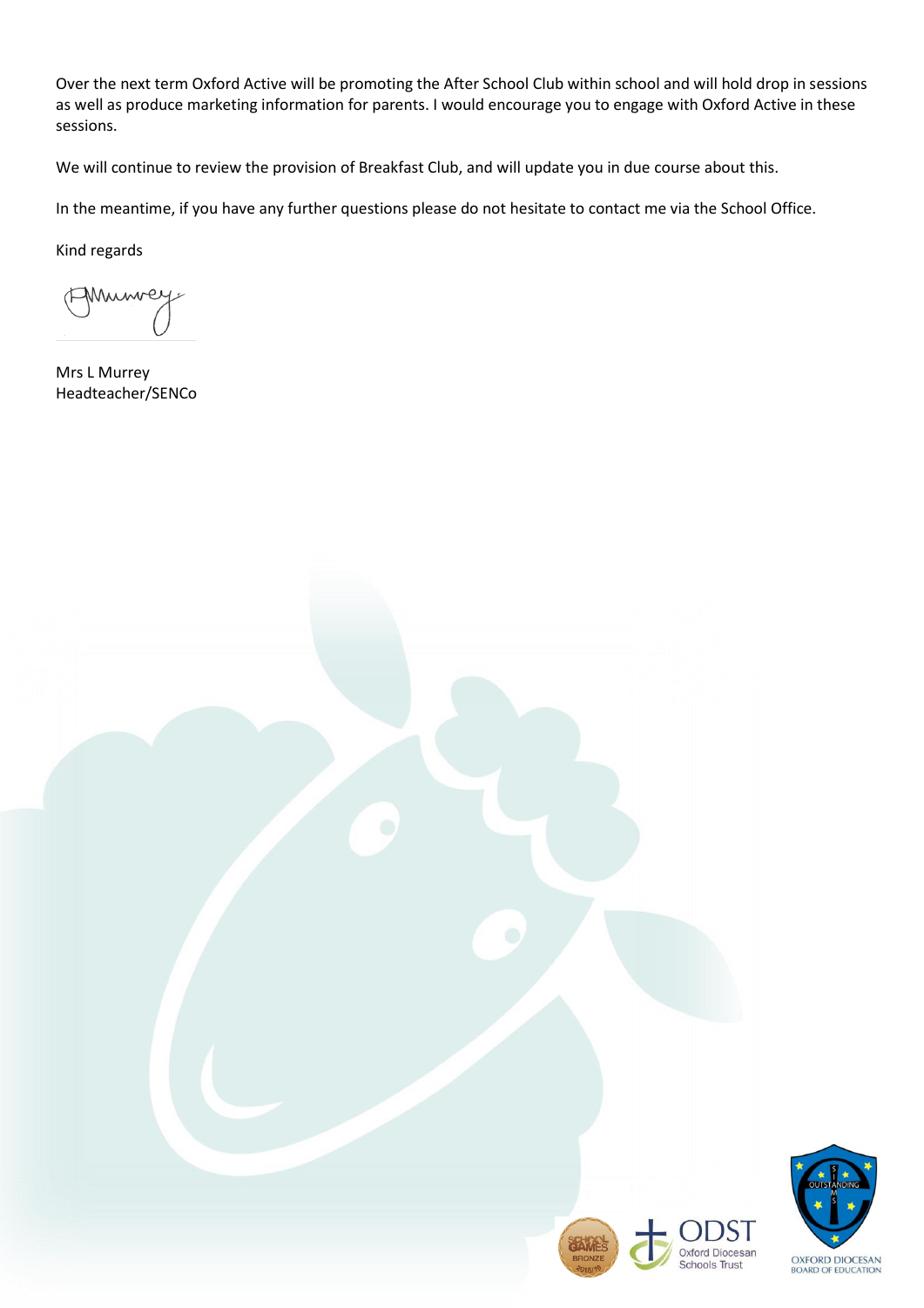Over the next term Oxford Active will be promoting the After School Club within school and will hold drop in sessions as well as produce marketing information for parents. I would encourage you to engage with Oxford Active in these sessions.

We will continue to review the provision of Breakfast Club, and will update you in due course about this.

In the meantime, if you have any further questions please do not hesitate to contact me via the School Office.

Kind regards

Mrs L Murrey
Headteacher/SENCo